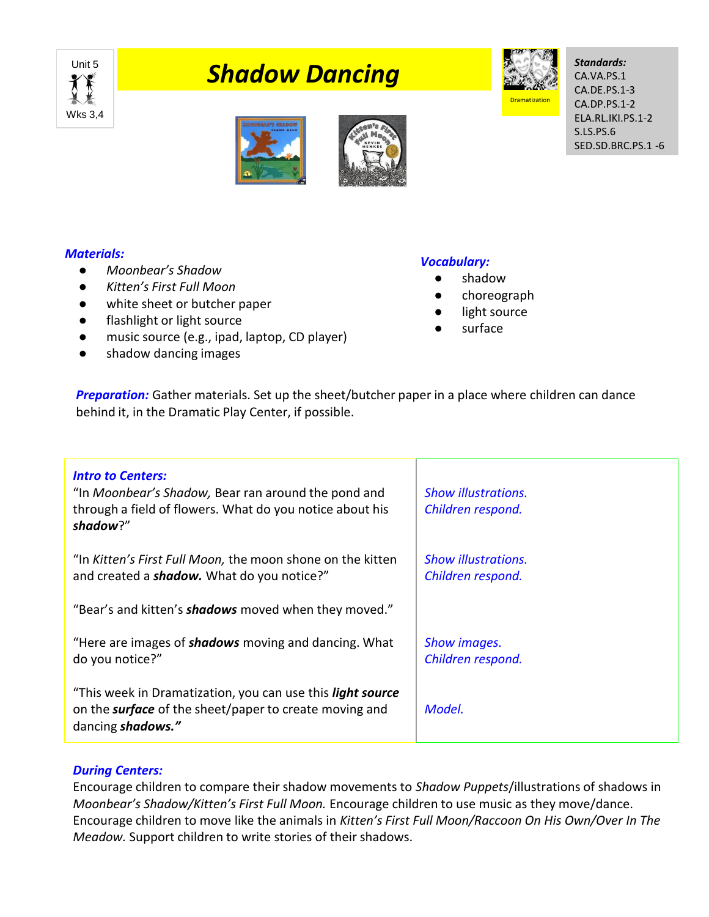Unit 5
Wks 3,4

# Shadow Dancing

Dramatization

**Standards:**
CA.VA.PS.1
CA.DE.PS.1-3
CA.DP.PS.1-2
ELA.RL.IKI.PS.1-2
S.LS.PS.6
SED.SD.BRC.PS.1 -6

***Materials:***

- *Moonbear's Shadow*
- *Kitten's First Full Moon*
- white sheet or butcher paper
- flashlight or light source
- music source (e.g., ipad, laptop, CD player)
- shadow dancing images

***Vocabulary:***

- shadow
- choreograph
- light source
- surface

***Preparation:*** Gather materials. Set up the sheet/butcher paper in a place where children can dance behind it, in the Dramatic Play Center, if possible.

| ***Intro to Centers:*** | |
|---|---|
| "In *Moonbear's Shadow,* Bear ran around the pond and through a field of flowers. What do you notice about his ***shadow***?" | *Show illustrations. Children respond.* |
| "In *Kitten's First Full Moon,* the moon shone on the kitten and created a ***shadow.*** What do you notice?" | *Show illustrations. Children respond.* |
| "Bear's and kitten's ***shadows*** moved when they moved." | |
| "Here are images of ***shadows*** moving and dancing. What do you notice?" | *Show images. Children respond.* |
| "This week in Dramatization, you can use this ***light source*** on the ***surface*** of the sheet/paper to create moving and dancing ***shadows."*** | *Model.* |

***During Centers:***
Encourage children to compare their shadow movements to *Shadow Puppets*/illustrations of shadows in *Moonbear's Shadow/Kitten's First Full Moon.* Encourage children to use music as they move/dance. Encourage children to move like the animals in *Kitten's First Full Moon/Raccoon On His Own/Over In The Meadow.* Support children to write stories of their shadows.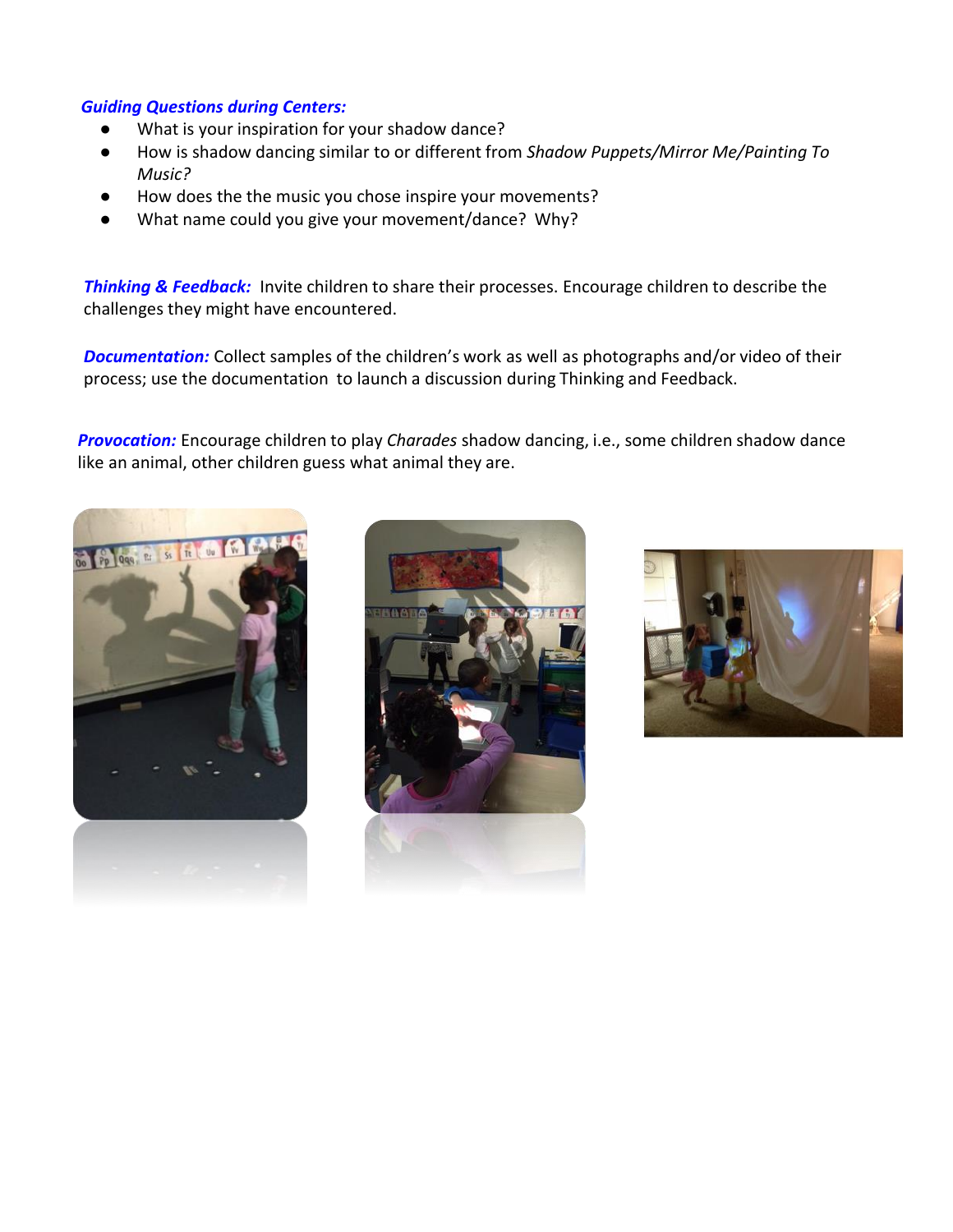***Guiding Questions during Centers:***

- What is your inspiration for your shadow dance?
- How is shadow dancing similar to or different from *Shadow Puppets/Mirror Me/Painting To Music?*
- How does the the music you chose inspire your movements?
- What name could you give your movement/dance? Why?

***Thinking & Feedback:*** Invite children to share their processes. Encourage children to describe the challenges they might have encountered.

***Documentation:*** Collect samples of the children's work as well as photographs and/or video of their process; use the documentation to launch a discussion during Thinking and Feedback.

***Provocation:*** Encourage children to play *Charades* shadow dancing, i.e., some children shadow dance like an animal, other children guess what animal they are.